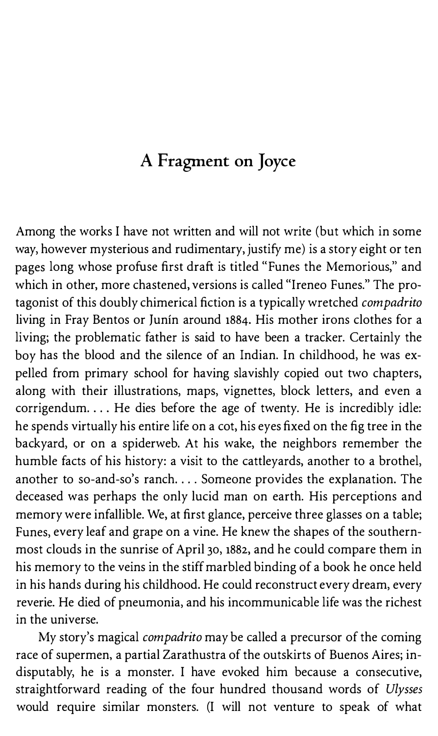# A Fragment on Joyce

Among the works I have not written and will not write (but which in some way, however mysterious and rudimentary, justify me) is a story eight or ten pages long whose profuse first draft is titled "Funes the Memorious," and which in other, more chastened, versions is called "Ireneo Funes." The protagonist of this doubly chimerical fiction is a typically wretched *compadrito* living in Fray Bentos or Junín around 1884. His mother irons clothes for a living; the problematic father is said to have been a tracker. Certainly the boy has the blood and the silence of an Indian. In childhood, he was expelled from primary school for having slavishly copied out two chapters, along with their illustrations, maps, vignettes, block letters, and even a corrigendum. . . . He dies before the age of twenty. He is incredibly idle: he spends virtually his entire life on a cot, his eyes fixed on the fig tree in the backyard, or on a spiderweb. At his wake, the neighbors remember the humble facts of his history: a visit to the cattleyards, another to a brothel, another to so-and-so's ranch. . . . Someone provides the explanation. The deceased was perhaps the only lucid man on earth. His perceptions and memory were infallible. We, at first glance, perceive three glasses on a table; Funes, every leaf and grape on a vine. He knew the shapes of the southernmost clouds in the sunrise of April 30, 1882, and he could compare them in his memory to the veins in the stiff marbled binding of a book he once held in his hands during his childhood. He could reconstruct every dream, every reverie. He died of pneumonia, and his incommunicable life was the richest in the universe.

My story's magical *compadrito* may be called a precursor of the coming race of supermen, a partial Zarathustra of the outskirts of Buenos Aires; indisputably, he is a monster. I have evoked him because a consecutive, straightforward reading of the four hundred thousand words of *Ulysses* would require similar monsters. (I will not venture to speak of what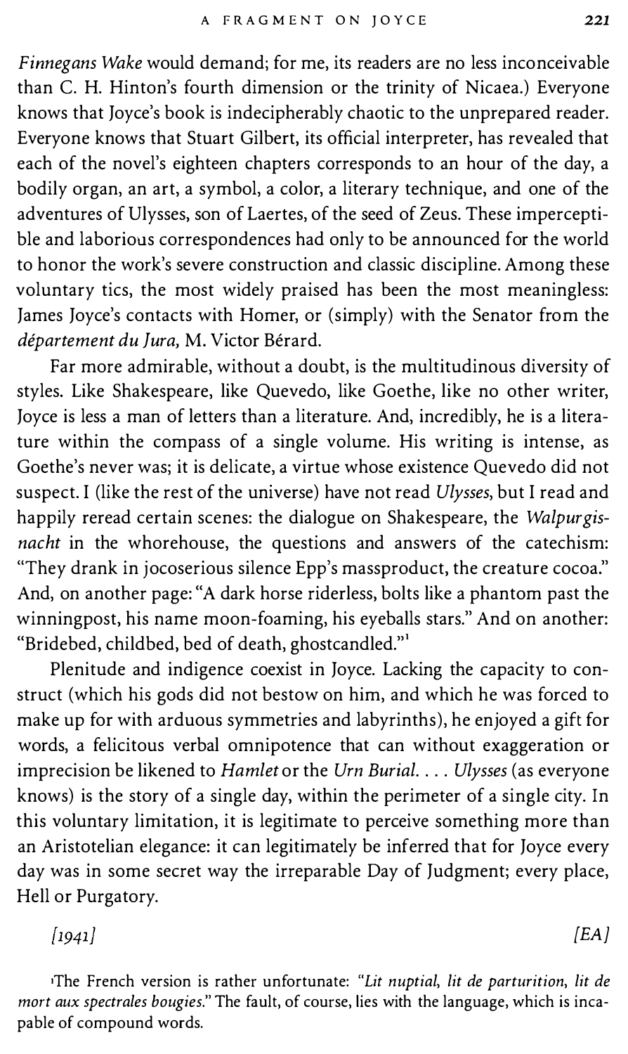*Finnegans Wake* would demand; for me, its readers are no less inconceivable than C. H. Hinton's fourth dimension or the trinity of Nicaea.) Everyone knows that Joyce's book is indecipherably chaotic to the unprepared reader. Everyone knows that Stuart Gilbert, its official interpreter, has revealed that each of the novel's eighteen chapters corresponds to an hour of the day, a bodily organ, an art, a symbol, a color, a literary technique, and one of the adventures of Ulysses, son of Laertes, of the seed of Zeus. These imperceptible and laborious correspondences had only to be announced for the world to honor the work's severe construction and classic discipline. Among these voluntary tics, the most widely praised has been the most meaningless: James Joyce's contacts with Homer, or (simply) with the Senator from the *département du Jura,* M. Victor Bérard.

Far more admirable, without a doubt, is the multitudinous diversity of styles. Like Shakespeare, like Quevedo, like Goethe, like no other writer, Joyce is less a man of letters than a literature. And, incredibly, he is a literature within the compass of a single volume. His writing is intense, as Goethe's never was; it is delicate, a virtue whose existence Quevedo did not suspect. I (like the rest of the universe) have not read *Ulysses*, but I read and happily reread certain scenes: the dialogue on Shakespeare, the *Walpurgisnacht* in the whorehouse, the questions and answers of the catechism: "They drank in jocoserious silence Epp's massproduct, the creature cocoa." And, on another page: "A dark horse riderless, bolts like a phantom past the winningpost, his name moon-foaming, his eyeballs stars." And on another: "Bridebed, childbed, bed of death, ghostcandled."[1]

Plenitude and indigence coexist in Joyce. Lacking the capacity to construct (which his gods did not bestow on him, and which he was forced to make up for with arduous symmetries and labyrinths), he enjoyed a gift for words, a felicitous verbal omnipotence that can without exaggeration or imprecision be likened to *Hamlet* or the *Urn Burial*. . . . *Ulysses* (as everyone knows) is the story of a single day, within the perimeter of a single city. In this voluntary limitation, it is legitimate to perceive something more than an Aristotelian elegance: it can legitimately be inferred that for Joyce every day was in some secret way the irreparable Day of Judgment; every place, Hell or Purgatory.

*[1941]* *[EA]*

[1]The French version is rather unfortunate: *"Lit nuptial, lit de parturition, lit de mort aux spectrales bougies."* The fault, of course, lies with the language, which is incapable of compound words.